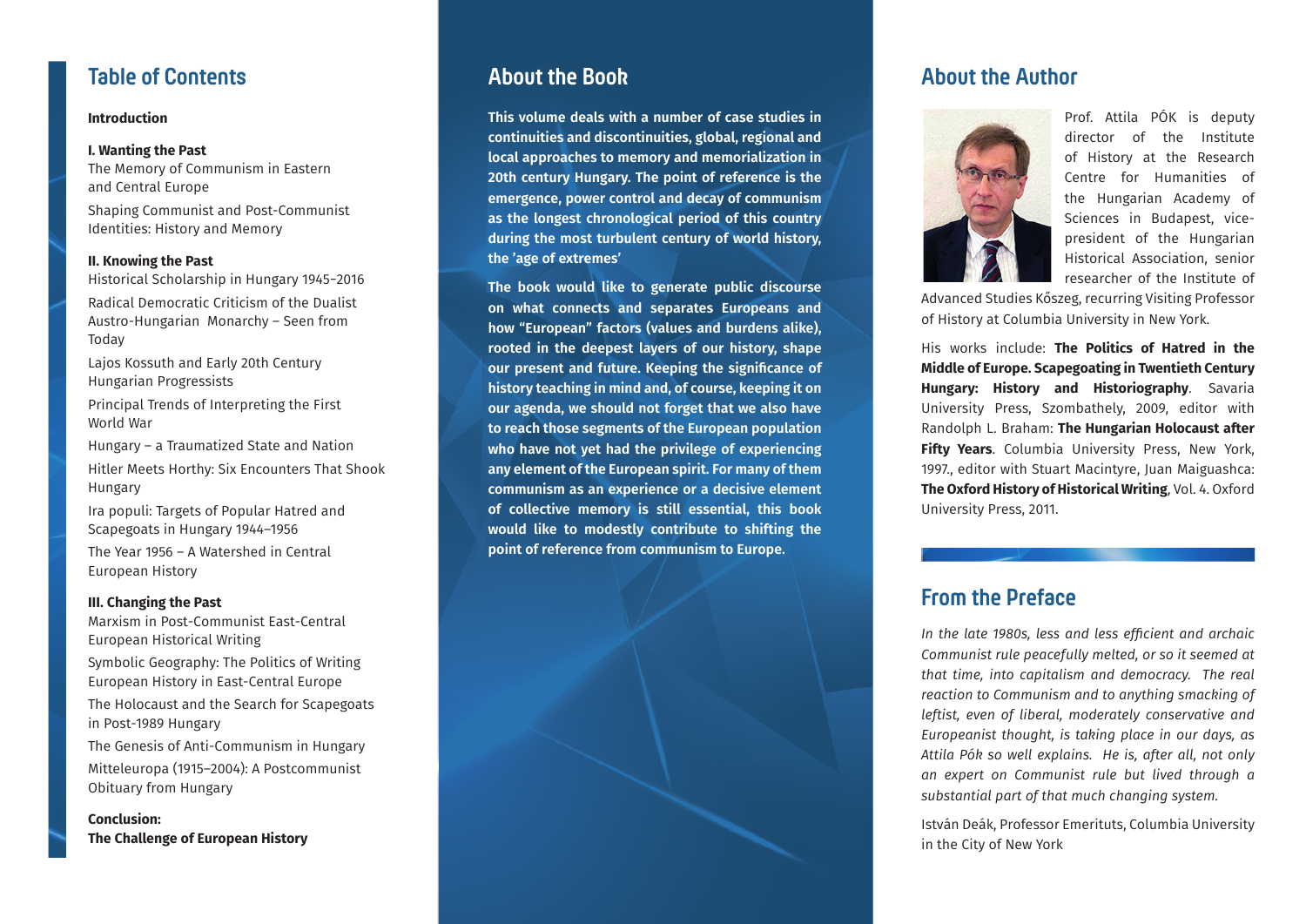## Table of Contents

**Introduction**

**I. Wanting the Past**

The Memory of Communism in Eastern and Central Europe

Shaping Communist and Post-Communist Identities: History and Memory

**II. Knowing the Past**

Historical Scholarship in Hungary 1945–2016

Radical Democratic Criticism of the Dualist Austro-Hungarian Monarchy – Seen from Today

Lajos Kossuth and Early 20th Century Hungarian Progressists

Principal Trends of Interpreting the First World War

Hungary – a Traumatized State and Nation

Hitler Meets Horthy: Six Encounters That Shook Hungary

Ira populi: Targets of Popular Hatred and Scapegoats in Hungary 1944–1956

The Year 1956 – A Watershed in Central European History

**III. Changing the Past**

Marxism in Post-Communist East-Central European Historical Writing

Symbolic Geography: The Politics of Writing European History in East-Central Europe

The Holocaust and the Search for Scapegoats in Post-1989 Hungary

The Genesis of Anti-Communism in Hungary

Mitteleuropa (1915–2004): A Postcommunist Obituary from Hungary

**Conclusion:**
**The Challenge of European History**

## About the Book

**This volume deals with a number of case studies in continuities and discontinuities, global, regional and local approaches to memory and memorialization in 20th century Hungary. The point of reference is the emergence, power control and decay of communism as the longest chronological period of this country during the most turbulent century of world history, the 'age of extremes'**

**The book would like to generate public discourse on what connects and separates Europeans and how "European" factors (values and burdens alike), rooted in the deepest layers of our history, shape our present and future. Keeping the significance of history teaching in mind and, of course, keeping it on our agenda, we should not forget that we also have to reach those segments of the European population who have not yet had the privilege of experiencing any element of the European spirit. For many of them communism as an experience or a decisive element of collective memory is still essential, this book would like to modestly contribute to shifting the point of reference from communism to Europe.**

## About the Author

Prof. Attila PÓK is deputy director of the Institute of History at the Research Centre for Humanities of the Hungarian Academy of Sciences in Budapest, vice-president of the Hungarian Historical Association, senior researcher of the Institute of Advanced Studies Kőszeg, recurring Visiting Professor of History at Columbia University in New York.

His works include: **The Politics of Hatred in the Middle of Europe. Scapegoating in Twentieth Century Hungary: History and Historiography**. Savaria University Press, Szombathely, 2009, editor with Randolph L. Braham: **The Hungarian Holocaust after Fifty Years**. Columbia University Press, New York, 1997., editor with Stuart Macintyre, Juan Maiguashca: **The Oxford History of Historical Writing**, Vol. 4. Oxford University Press, 2011.

## From the Preface

*In the late 1980s, less and less efficient and archaic Communist rule peacefully melted, or so it seemed at that time, into capitalism and democracy. The real reaction to Communism and to anything smacking of leftist, even of liberal, moderately conservative and Europeanist thought, is taking place in our days, as Attila Pók so well explains. He is, after all, not only an expert on Communist rule but lived through a substantial part of that much changing system.*

István Deák, Professor Emeritus, Columbia University in the City of New York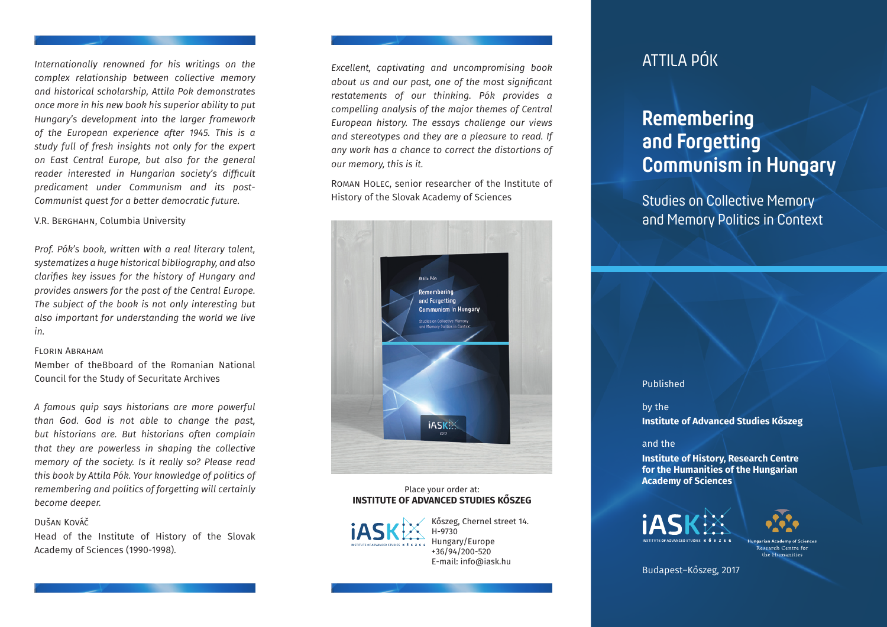*Internationally renowned for his writings on the complex relationship between collective memory and historical scholarship, Attila Pok demonstrates once more in his new book his superior ability to put Hungary's development into the larger framework of the European experience after 1945. This is a study full of fresh insights not only for the expert on East Central Europe, but also for the general reader interested in Hungarian society's difficult predicament under Communism and its post-Communist quest for a better democratic future.*

V.R. Berghahn, Columbia University

*Prof. Pók's book, written with a real literary talent, systematizes a huge historical bibliography, and also clarifies key issues for the history of Hungary and provides answers for the past of the Central Europe. The subject of the book is not only interesting but also important for understanding the world we live in.*

Florin Abraham
Member of theBboard of the Romanian National Council for the Study of Securitate Archives

*A famous quip says historians are more powerful than God. God is not able to change the past, but historians are. But historians often complain that they are powerless in shaping the collective memory of the society. Is it really so? Please read this book by Attila Pók. Your knowledge of politics of remembering and politics of forgetting will certainly become deeper.*

Dušan Kováč
Head of the Institute of History of the Slovak Academy of Sciences (1990-1998).

*Excellent, captivating and uncompromising book about us and our past, one of the most significant restatements of our thinking. Pók provides a compelling analysis of the major themes of Central European history. The essays challenge our views and stereotypes and they are a pleasure to read. If any work has a chance to correct the distortions of our memory, this is it.*

Roman Holec, senior researcher of the Institute of History of the Slovak Academy of Sciences

Place your order at:
**INSTITUTE OF ADVANCED STUDIES KŐSZEG**

Kőszeg, Chernel street 14.
H-9730
Hungary/Europe
+36/94/200-520
E-mail: info@iask.hu

ATTILA PÓK

# Remembering and Forgetting Communism in Hungary

## Studies on Collective Memory and Memory Politics in Context

Published

by the
**Institute of Advanced Studies Kőszeg**

and the
**Institute of History, Research Centre for the Humanities of the Hungarian Academy of Sciences**

Budapest–Kőszeg, 2017